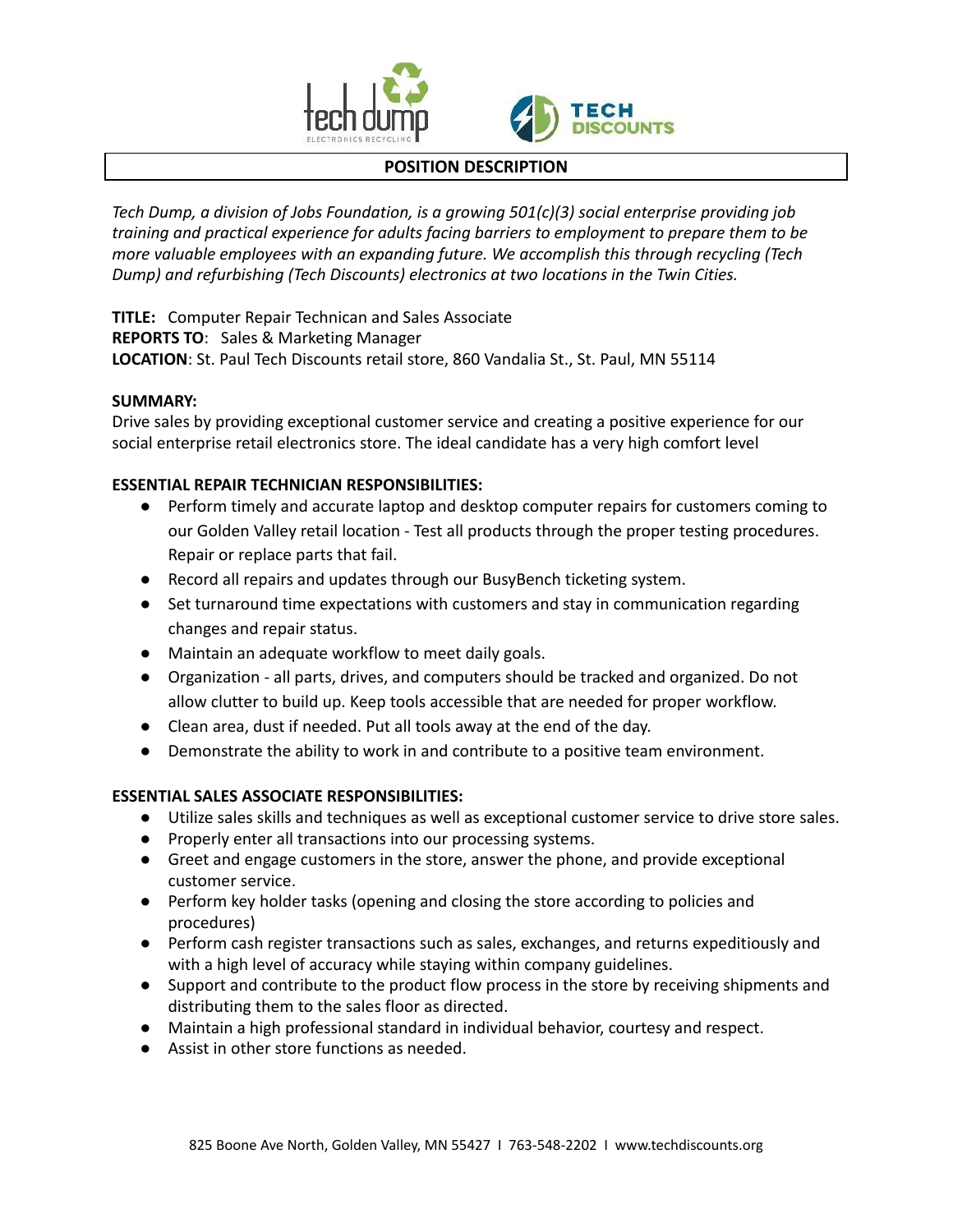## POSITION DESCRIPTION

*Tech Dump, a division of Jobs Foundation, is a growing 501(c)(3) social enterprise providing job training and practical experience for adults facing barriers to employment to prepare them to be more valuable employees with an expanding future. We accomplish this through recycling (Tech Dump) and refurbishing (Tech Discounts) electronics at two locations in the Twin Cities.*

**TITLE:** Computer Repair Technican and Sales Associate
**REPORTS TO**: Sales & Marketing Manager
**LOCATION**: St. Paul Tech Discounts retail store, 860 Vandalia St., St. Paul, MN 55114

**SUMMARY:**
Drive sales by providing exceptional customer service and creating a positive experience for our social enterprise retail electronics store. The ideal candidate has a very high comfort level

**ESSENTIAL REPAIR TECHNICIAN RESPONSIBILITIES:**

- Perform timely and accurate laptop and desktop computer repairs for customers coming to our Golden Valley retail location - Test all products through the proper testing procedures. Repair or replace parts that fail.
- Record all repairs and updates through our BusyBench ticketing system.
- Set turnaround time expectations with customers and stay in communication regarding changes and repair status.
- Maintain an adequate workflow to meet daily goals.
- Organization - all parts, drives, and computers should be tracked and organized. Do not allow clutter to build up. Keep tools accessible that are needed for proper workflow.
- Clean area, dust if needed. Put all tools away at the end of the day.
- Demonstrate the ability to work in and contribute to a positive team environment.

**ESSENTIAL SALES ASSOCIATE RESPONSIBILITIES:**

- Utilize sales skills and techniques as well as exceptional customer service to drive store sales.
- Properly enter all transactions into our processing systems.
- Greet and engage customers in the store, answer the phone, and provide exceptional customer service.
- Perform key holder tasks (opening and closing the store according to policies and procedures)
- Perform cash register transactions such as sales, exchanges, and returns expeditiously and with a high level of accuracy while staying within company guidelines.
- Support and contribute to the product flow process in the store by receiving shipments and distributing them to the sales floor as directed.
- Maintain a high professional standard in individual behavior, courtesy and respect.
- Assist in other store functions as needed.

825 Boone Ave North, Golden Valley, MN 55427 I 763-548-2202 I www.techdiscounts.org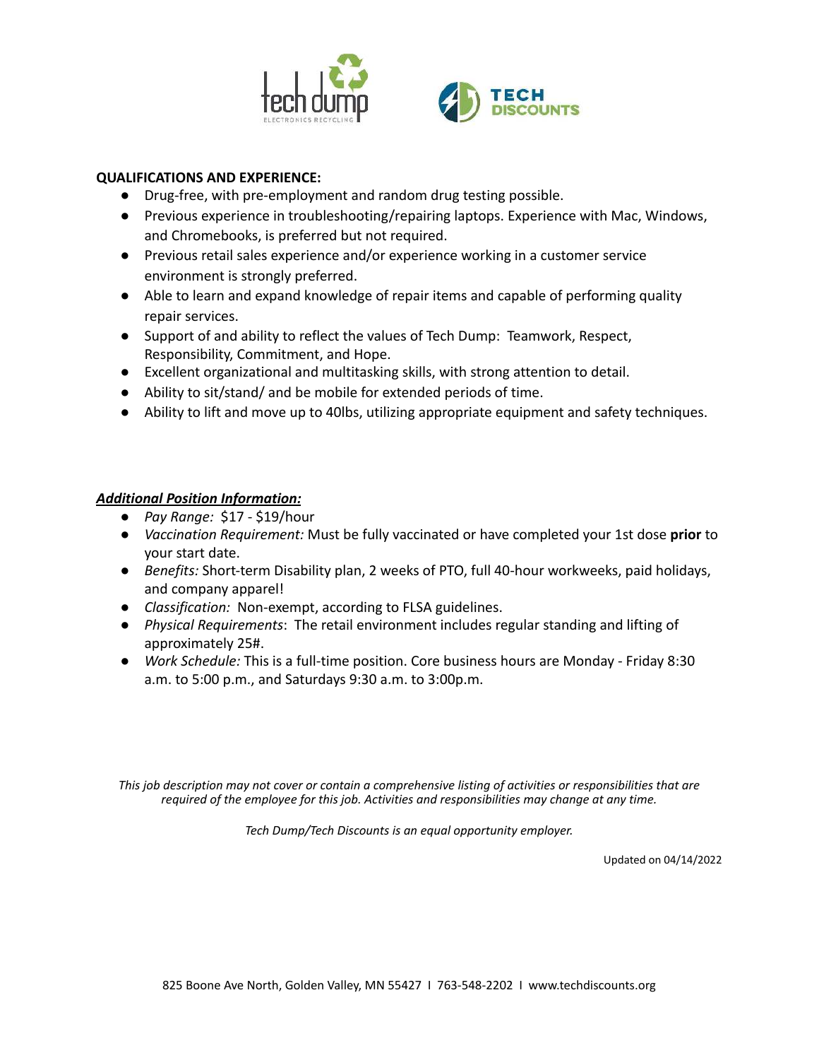**QUALIFICATIONS AND EXPERIENCE:**

- Drug-free, with pre-employment and random drug testing possible.
- Previous experience in troubleshooting/repairing laptops. Experience with Mac, Windows, and Chromebooks, is preferred but not required.
- Previous retail sales experience and/or experience working in a customer service environment is strongly preferred.
- Able to learn and expand knowledge of repair items and capable of performing quality repair services.
- Support of and ability to reflect the values of Tech Dump: Teamwork, Respect, Responsibility, Commitment, and Hope.
- Excellent organizational and multitasking skills, with strong attention to detail.
- Ability to sit/stand/ and be mobile for extended periods of time.
- Ability to lift and move up to 40lbs, utilizing appropriate equipment and safety techniques.

***<u>Additional Position Information:</u>***

- *Pay Range:* $17 - $19/hour
- *Vaccination Requirement:* Must be fully vaccinated or have completed your 1st dose **prior** to your start date.
- *Benefits:* Short-term Disability plan, 2 weeks of PTO, full 40-hour workweeks, paid holidays, and company apparel!
- *Classification:* Non-exempt, according to FLSA guidelines.
- *Physical Requirements*: The retail environment includes regular standing and lifting of approximately 25#.
- *Work Schedule:* This is a full-time position. Core business hours are Monday - Friday 8:30 a.m. to 5:00 p.m., and Saturdays 9:30 a.m. to 3:00p.m.

*This job description may not cover or contain a comprehensive listing of activities or responsibilities that are required of the employee for this job. Activities and responsibilities may change at any time.*

*Tech Dump/Tech Discounts is an equal opportunity employer.*

Updated on 04/14/2022

825 Boone Ave North, Golden Valley, MN 55427 I 763-548-2202 I www.techdiscounts.org